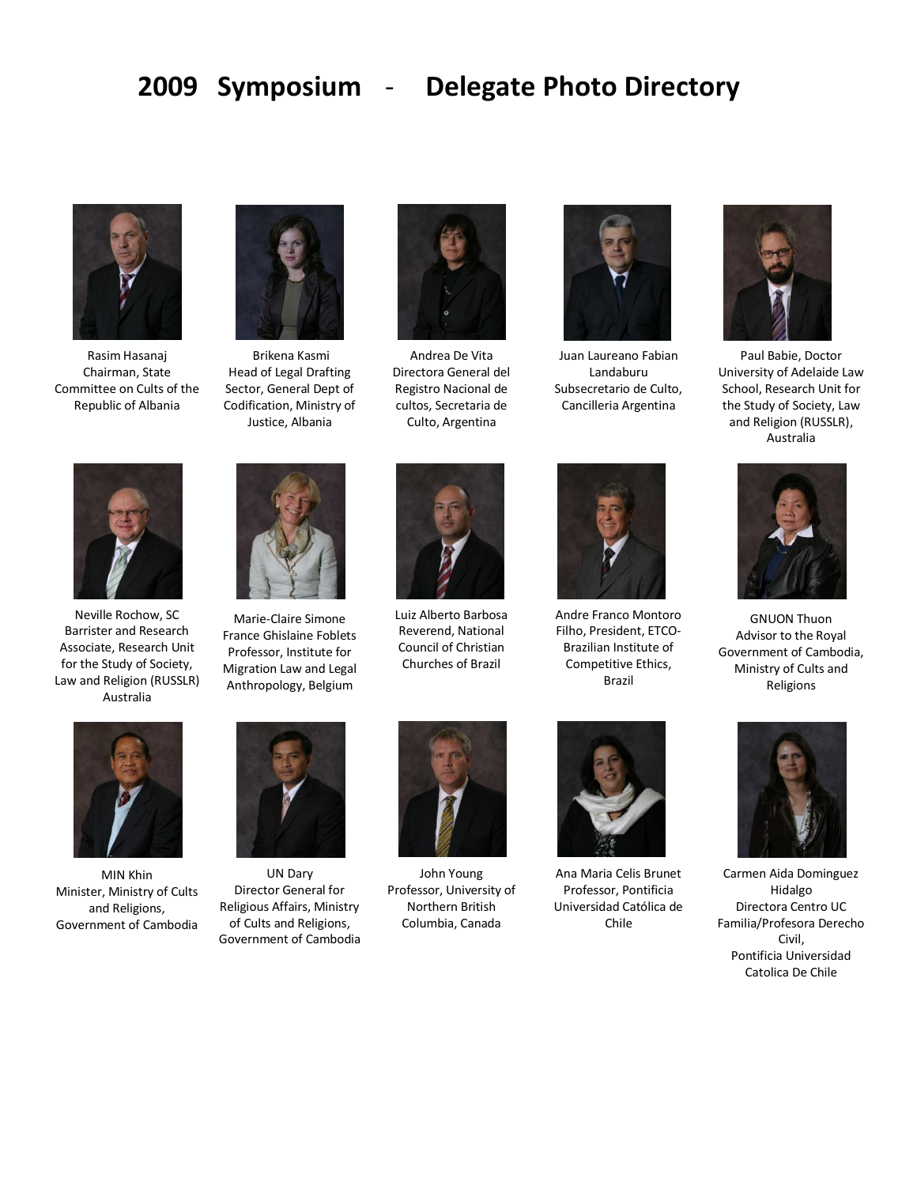# 2009 Symposium - Delegate Photo Directory

Rasim Hasanaj
Chairman, State Committee on Cults of the Republic of Albania

Brikena Kasmi
Head of Legal Drafting Sector, General Dept of Codification, Ministry of Justice, Albania

Andrea De Vita
Directora General del Registro Nacional de cultos, Secretaria de Culto, Argentina

Juan Laureano Fabian Landaburu
Subsecretario de Culto, Cancilleria Argentina

Paul Babie, Doctor
University of Adelaide Law School, Research Unit for the Study of Society, Law and Religion (RUSSLR), Australia

Neville Rochow, SC
Barrister and Research Associate, Research Unit for the Study of Society, Law and Religion (RUSSLR) Australia

Marie-Claire Simone France Ghislaine Foblets
Professor, Institute for Migration Law and Legal Anthropology, Belgium

Luiz Alberto Barbosa
Reverend, National Council of Christian Churches of Brazil

Andre Franco Montoro Filho, President, ETCO-Brazilian Institute of Competitive Ethics, Brazil

GNUON Thuon
Advisor to the Royal Government of Cambodia, Ministry of Cults and Religions

MIN Khin
Minister, Ministry of Cults and Religions, Government of Cambodia

UN Dary
Director General for Religious Affairs, Ministry of Cults and Religions, Government of Cambodia

John Young
Professor, University of Northern British Columbia, Canada

Ana Maria Celis Brunet
Professor, Pontificia Universidad Católica de Chile

Carmen Aida Dominguez Hidalgo
Directora Centro UC Familia/Profesora Derecho Civil,
Pontificia Universidad Catolica De Chile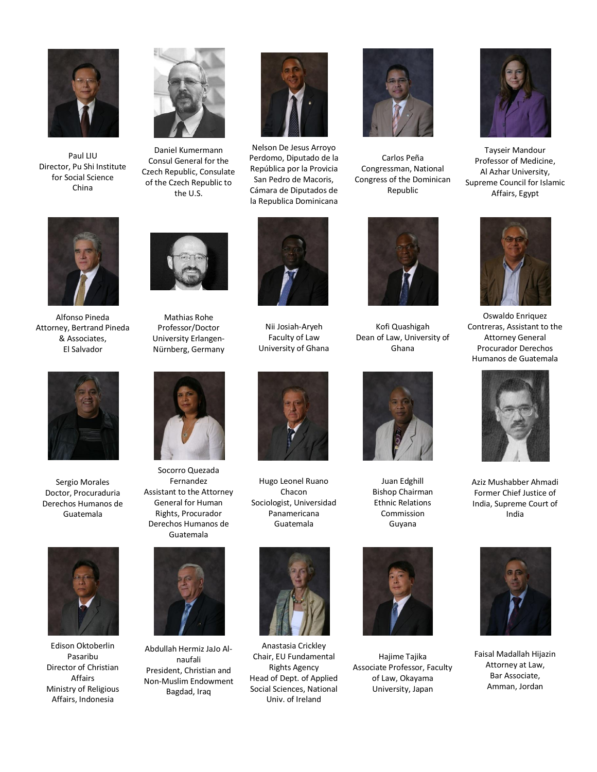Paul LIU
Director, Pu Shi Institute for Social Science
China

Daniel Kumermann
Consul General for the Czech Republic, Consulate of the Czech Republic to the U.S.

Nelson De Jesus Arroyo Perdomo, Diputado de la República por la Provicia San Pedro de Macoris, Cámara de Diputados de la Republica Dominicana

Carlos Peña
Congressman, National Congress of the Dominican Republic

Tayseir Mandour
Professor of Medicine, Al Azhar University, Supreme Council for Islamic Affairs, Egypt

Alfonso Pineda
Attorney, Bertrand Pineda & Associates,
El Salvador

Mathias Rohe
Professor/Doctor
University Erlangen-Nürnberg, Germany

Nii Josiah-Aryeh
Faculty of Law
University of Ghana

Kofi Quashigah
Dean of Law, University of Ghana

Oswaldo Enriquez Contreras, Assistant to the Attorney General
Procurador Derechos Humanos de Guatemala

Sergio Morales
Doctor, Procuraduria Derechos Humanos de Guatemala

Socorro Quezada Fernandez
Assistant to the Attorney General for Human Rights, Procurador Derechos Humanos de Guatemala

Hugo Leonel Ruano Chacon
Sociologist, Universidad Panamericana
Guatemala

Juan Edghill
Bishop Chairman
Ethnic Relations Commission
Guyana

Aziz Mushabber Ahmadi
Former Chief Justice of India, Supreme Court of India

Edison Oktoberlin Pasaribu
Director of Christian Affairs
Ministry of Religious Affairs, Indonesia

Abdullah Hermiz JaJo Al-naufali
President, Christian and Non-Muslim Endowment
Bagdad, Iraq

Anastasia Crickley
Chair, EU Fundamental Rights Agency
Head of Dept. of Applied Social Sciences, National Univ. of Ireland

Hajime Tajika
Associate Professor, Faculty of Law, Okayama University, Japan

Faisal Madallah Hijazin
Attorney at Law,
Bar Associate,
Amman, Jordan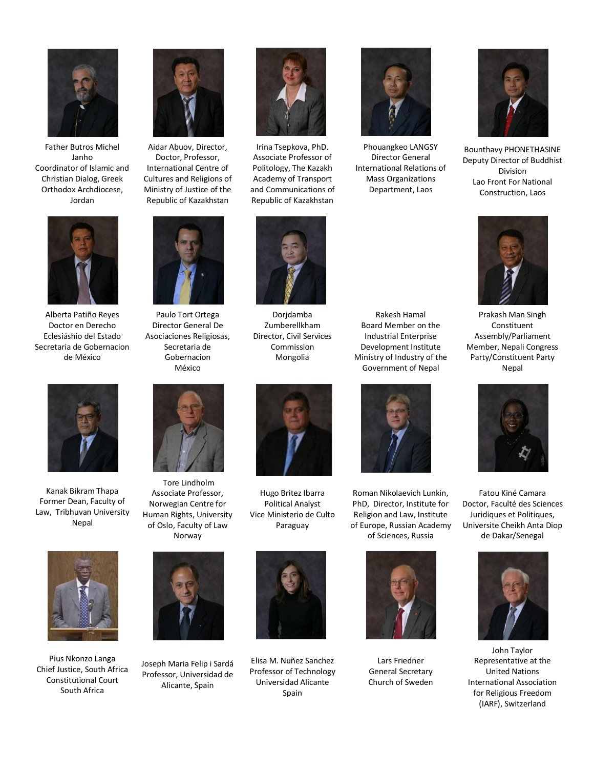Father Butros Michel Janho
Coordinator of Islamic and Christian Dialog, Greek Orthodox Archdiocese, Jordan

Aidar Abuov, Director, Doctor, Professor, International Centre of Cultures and Religions of Ministry of Justice of the Republic of Kazakhstan

Irina Tsepkova, PhD.
Associate Professor of Politology, The Kazakh Academy of Transport and Communications of Republic of Kazakhstan

Phouangkeo LANGSY
Director General
International Relations of Mass Organizations Department, Laos

Bounthavy PHONETHASINE
Deputy Director of Buddhist Division
Lao Front For National Construction, Laos

Alberta Patiño Reyes
Doctor en Derecho Eclesiáshio del Estado
Secretaria de Gobernacion de México

Paulo Tort Ortega
Director General De Asociaciones Religiosas, Secretaria de Gobernacion
México

Dorjdamba Zumberellkham
Director, Civil Services Commission
Mongolia

Rakesh Hamal
Board Member on the Industrial Enterprise Development Institute
Ministry of Industry of the Government of Nepal

Prakash Man Singh
Constituent Assembly/Parliament Member, Nepali Congress Party/Constituent Party
Nepal

Kanak Bikram Thapa
Former Dean, Faculty of Law, Tribhuvan University
Nepal

Tore Lindholm
Associate Professor, Norwegian Centre for Human Rights, University of Oslo, Faculty of Law
Norway

Hugo Britez Ibarra
Political Analyst
Vice Ministerio de Culto
Paraguay

Roman Nikolaevich Lunkin, PhD, Director, Institute for Religion and Law, Institute of Europe, Russian Academy of Sciences, Russia

Fatou Kiné Camara
Doctor, Faculté des Sciences Juridiques et Politiques, Universite Cheikh Anta Diop de Dakar/Senegal

Pius Nkonzo Langa
Chief Justice, South Africa Constitutional Court
South Africa

Joseph Maria Felip i Sardá
Professor, Universidad de Alicante, Spain

Elisa M. Nuñez Sanchez
Professor of Technology
Universidad Alicante
Spain

Lars Friedner
General Secretary
Church of Sweden

John Taylor
Representative at the United Nations
International Association for Religious Freedom (IARF), Switzerland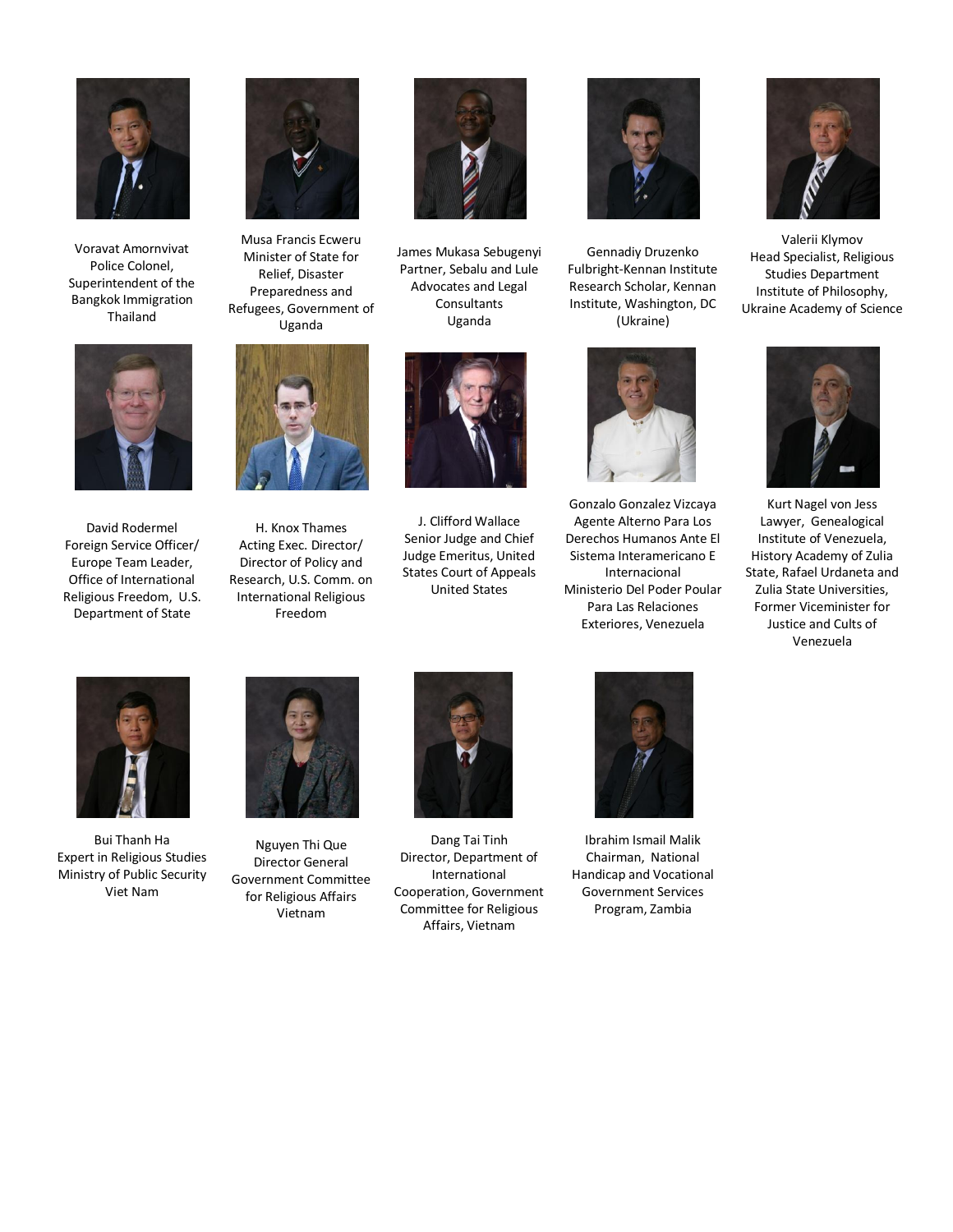Voravat Amornvivat
Police Colonel,
Superintendent of the
Bangkok Immigration
Thailand

Musa Francis Ecweru
Minister of State for
Relief, Disaster
Preparedness and
Refugees, Government of
Uganda

James Mukasa Sebugenyi
Partner, Sebalu and Lule
Advocates and Legal
Consultants
Uganda

Gennadiy Druzenko
Fulbright-Kennan Institute
Research Scholar, Kennan
Institute, Washington, DC
(Ukraine)

Valerii Klymov
Head Specialist, Religious
Studies Department
Institute of Philosophy,
Ukraine Academy of Science

David Rodermel
Foreign Service Officer/
Europe Team Leader,
Office of International
Religious Freedom, U.S.
Department of State

H. Knox Thames
Acting Exec. Director/
Director of Policy and
Research, U.S. Comm. on
International Religious
Freedom

J. Clifford Wallace
Senior Judge and Chief
Judge Emeritus, United
States Court of Appeals
United States

Gonzalo Gonzalez Vizcaya
Agente Alterno Para Los
Derechos Humanos Ante El
Sistema Interamericano E
Internacional
Ministerio Del Poder Poular
Para Las Relaciones
Exteriores, Venezuela

Kurt Nagel von Jess
Lawyer, Genealogical
Institute of Venezuela,
History Academy of Zulia
State, Rafael Urdaneta and
Zulia State Universities,
Former Viceminister for
Justice and Cults of
Venezuela

Bui Thanh Ha
Expert in Religious Studies
Ministry of Public Security
Viet Nam

Nguyen Thi Que
Director General
Government Committee
for Religious Affairs
Vietnam

Dang Tai Tinh
Director, Department of
International
Cooperation, Government
Committee for Religious
Affairs, Vietnam

Ibrahim Ismail Malik
Chairman, National
Handicap and Vocational
Government Services
Program, Zambia